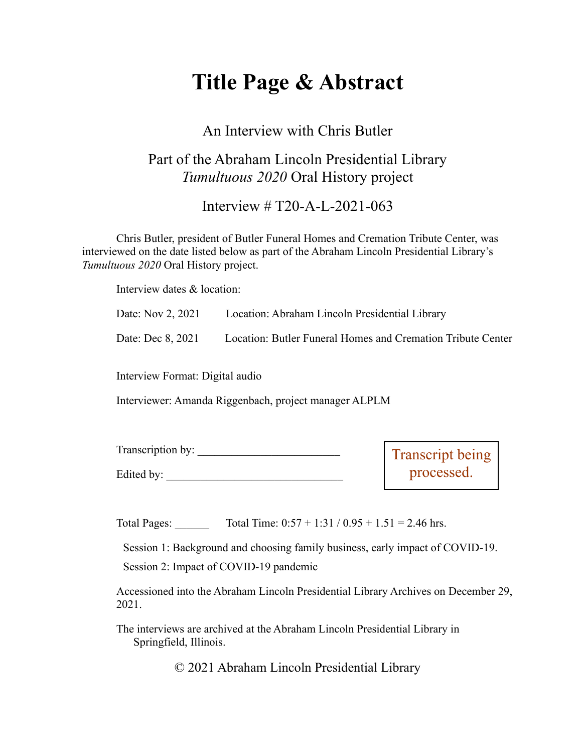# Title Page & Abstract

An Interview with Chris Butler

Part of the Abraham Lincoln Presidential Library
*Tumultuous 2020* Oral History project

Interview # T20-A-L-2021-063

Chris Butler, president of Butler Funeral Homes and Cremation Tribute Center, was interviewed on the date listed below as part of the Abraham Lincoln Presidential Library's *Tumultuous 2020* Oral History project.

Interview dates & location:

Date: Nov 2, 2021 Location: Abraham Lincoln Presidential Library

Date: Dec 8, 2021 Location: Butler Funeral Homes and Cremation Tribute Center

Interview Format: Digital audio

Interviewer: Amanda Riggenbach, project manager ALPLM

Transcription by: ________________________

Edited by: ____________________________

Transcript being processed.

Total Pages: ______ Total Time: 0:57 + 1:31 / 0.95 + 1.51 = 2.46 hrs.

Session 1: Background and choosing family business, early impact of COVID-19.

Session 2: Impact of COVID-19 pandemic

Accessioned into the Abraham Lincoln Presidential Library Archives on December 29, 2021.

The interviews are archived at the Abraham Lincoln Presidential Library in Springfield, Illinois.

© 2021 Abraham Lincoln Presidential Library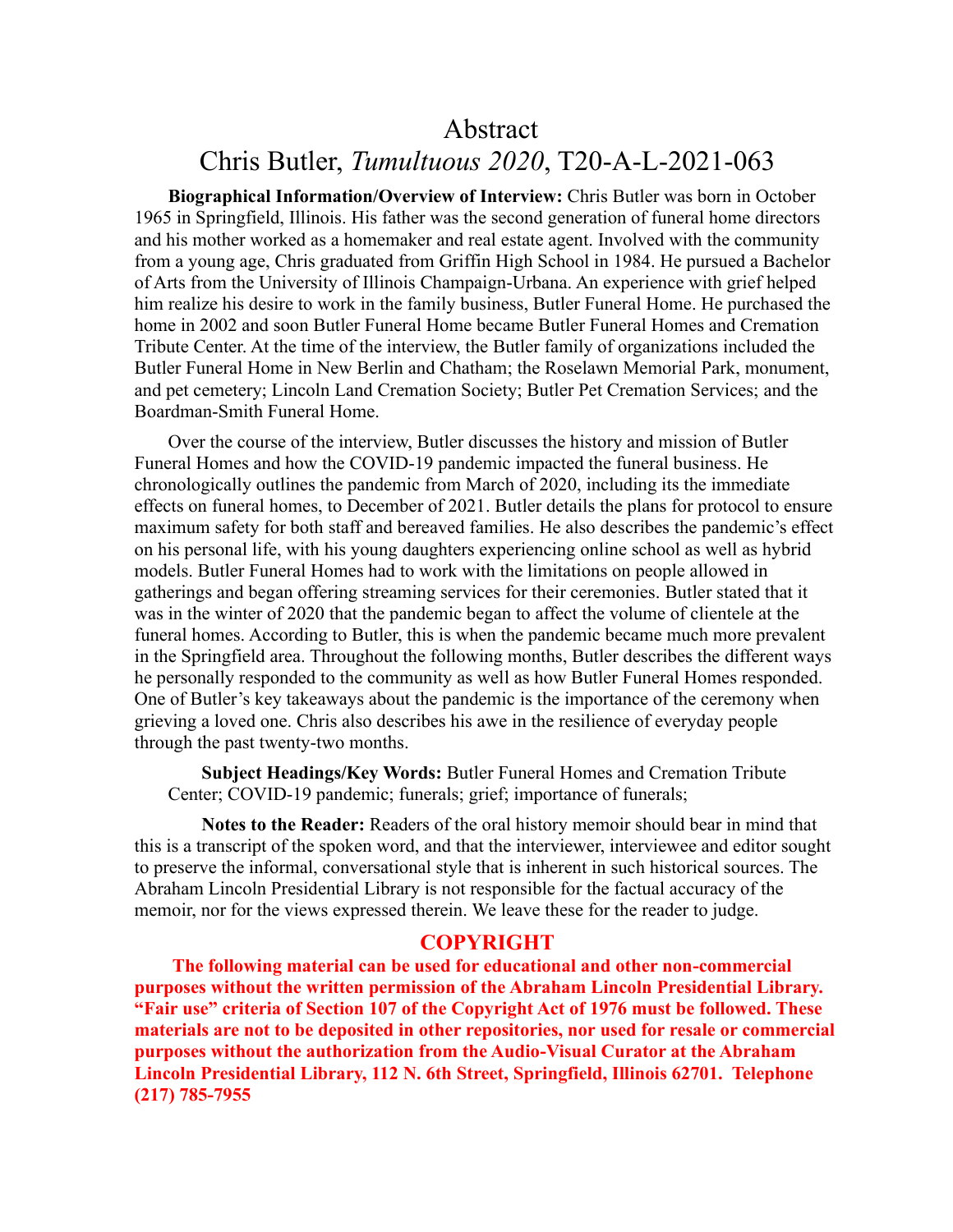# Abstract

## Chris Butler, *Tumultuous 2020*, T20-A-L-2021-063

**Biographical Information/Overview of Interview:** Chris Butler was born in October 1965 in Springfield, Illinois. His father was the second generation of funeral home directors and his mother worked as a homemaker and real estate agent. Involved with the community from a young age, Chris graduated from Griffin High School in 1984. He pursued a Bachelor of Arts from the University of Illinois Champaign-Urbana. An experience with grief helped him realize his desire to work in the family business, Butler Funeral Home. He purchased the home in 2002 and soon Butler Funeral Home became Butler Funeral Homes and Cremation Tribute Center. At the time of the interview, the Butler family of organizations included the Butler Funeral Home in New Berlin and Chatham; the Roselawn Memorial Park, monument, and pet cemetery; Lincoln Land Cremation Society; Butler Pet Cremation Services; and the Boardman-Smith Funeral Home.

Over the course of the interview, Butler discusses the history and mission of Butler Funeral Homes and how the COVID-19 pandemic impacted the funeral business. He chronologically outlines the pandemic from March of 2020, including its the immediate effects on funeral homes, to December of 2021. Butler details the plans for protocol to ensure maximum safety for both staff and bereaved families. He also describes the pandemic's effect on his personal life, with his young daughters experiencing online school as well as hybrid models. Butler Funeral Homes had to work with the limitations on people allowed in gatherings and began offering streaming services for their ceremonies. Butler stated that it was in the winter of 2020 that the pandemic began to affect the volume of clientele at the funeral homes. According to Butler, this is when the pandemic became much more prevalent in the Springfield area. Throughout the following months, Butler describes the different ways he personally responded to the community as well as how Butler Funeral Homes responded. One of Butler's key takeaways about the pandemic is the importance of the ceremony when grieving a loved one. Chris also describes his awe in the resilience of everyday people through the past twenty-two months.

**Subject Headings/Key Words:** Butler Funeral Homes and Cremation Tribute Center; COVID-19 pandemic; funerals; grief; importance of funerals;

**Notes to the Reader:** Readers of the oral history memoir should bear in mind that this is a transcript of the spoken word, and that the interviewer, interviewee and editor sought to preserve the informal, conversational style that is inherent in such historical sources. The Abraham Lincoln Presidential Library is not responsible for the factual accuracy of the memoir, nor for the views expressed therein. We leave these for the reader to judge.

## COPYRIGHT

**The following material can be used for educational and other non-commercial purposes without the written permission of the Abraham Lincoln Presidential Library. "Fair use" criteria of Section 107 of the Copyright Act of 1976 must be followed. These materials are not to be deposited in other repositories, nor used for resale or commercial purposes without the authorization from the Audio-Visual Curator at the Abraham Lincoln Presidential Library, 112 N. 6th Street, Springfield, Illinois 62701. Telephone (217) 785-7955**